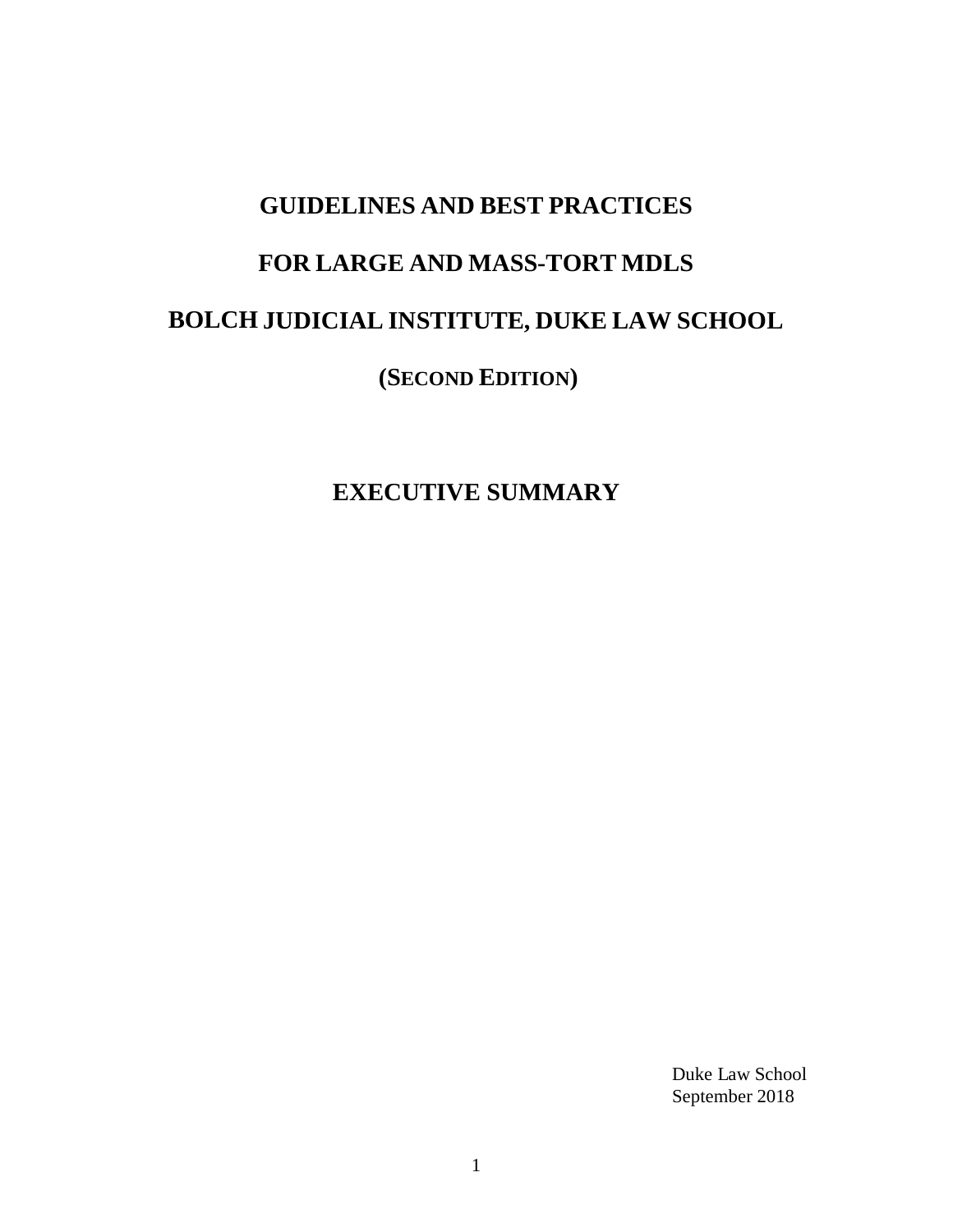# GUIDELINES AND BEST PRACTICES

# FOR LARGE AND MASS-TORT MDLS

# BOLCH JUDICIAL INSTITUTE, DUKE LAW SCHOOL

**(SECOND EDITION)**

## EXECUTIVE SUMMARY

Duke Law School
September 2018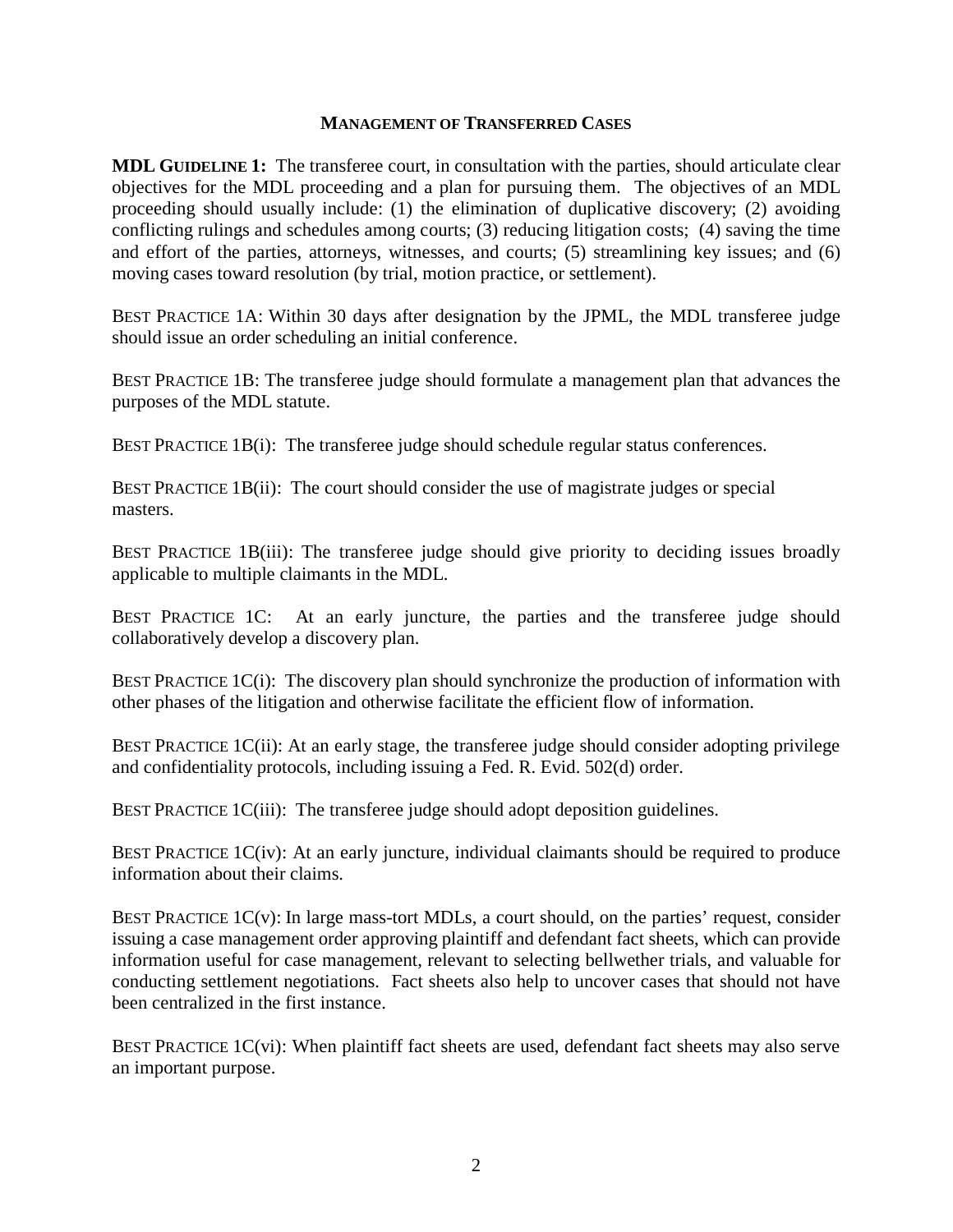## MANAGEMENT OF TRANSFERRED CASES

**MDL GUIDELINE 1:** The transferee court, in consultation with the parties, should articulate clear objectives for the MDL proceeding and a plan for pursuing them. The objectives of an MDL proceeding should usually include: (1) the elimination of duplicative discovery; (2) avoiding conflicting rulings and schedules among courts; (3) reducing litigation costs; (4) saving the time and effort of the parties, attorneys, witnesses, and courts; (5) streamlining key issues; and (6) moving cases toward resolution (by trial, motion practice, or settlement).

BEST PRACTICE 1A: Within 30 days after designation by the JPML, the MDL transferee judge should issue an order scheduling an initial conference.

BEST PRACTICE 1B: The transferee judge should formulate a management plan that advances the purposes of the MDL statute.

BEST PRACTICE 1B(i): The transferee judge should schedule regular status conferences.

BEST PRACTICE 1B(ii): The court should consider the use of magistrate judges or special masters.

BEST PRACTICE 1B(iii): The transferee judge should give priority to deciding issues broadly applicable to multiple claimants in the MDL.

BEST PRACTICE 1C: At an early juncture, the parties and the transferee judge should collaboratively develop a discovery plan.

BEST PRACTICE 1C(i): The discovery plan should synchronize the production of information with other phases of the litigation and otherwise facilitate the efficient flow of information.

BEST PRACTICE 1C(ii): At an early stage, the transferee judge should consider adopting privilege and confidentiality protocols, including issuing a Fed. R. Evid. 502(d) order.

BEST PRACTICE 1C(iii): The transferee judge should adopt deposition guidelines.

BEST PRACTICE 1C(iv): At an early juncture, individual claimants should be required to produce information about their claims.

BEST PRACTICE 1C(v): In large mass-tort MDLs, a court should, on the parties' request, consider issuing a case management order approving plaintiff and defendant fact sheets, which can provide information useful for case management, relevant to selecting bellwether trials, and valuable for conducting settlement negotiations. Fact sheets also help to uncover cases that should not have been centralized in the first instance.

BEST PRACTICE 1C(vi): When plaintiff fact sheets are used, defendant fact sheets may also serve an important purpose.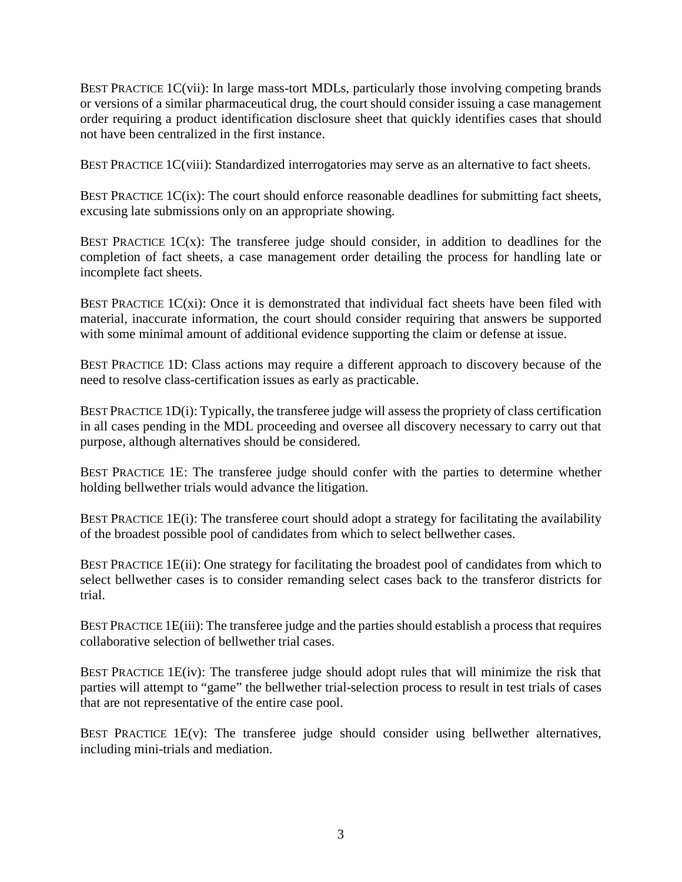BEST PRACTICE 1C(vii): In large mass-tort MDLs, particularly those involving competing brands or versions of a similar pharmaceutical drug, the court should consider issuing a case management order requiring a product identification disclosure sheet that quickly identifies cases that should not have been centralized in the first instance.

BEST PRACTICE 1C(viii): Standardized interrogatories may serve as an alternative to fact sheets.

BEST PRACTICE 1C(ix): The court should enforce reasonable deadlines for submitting fact sheets, excusing late submissions only on an appropriate showing.

BEST PRACTICE 1C(x): The transferee judge should consider, in addition to deadlines for the completion of fact sheets, a case management order detailing the process for handling late or incomplete fact sheets.

BEST PRACTICE 1C(xi): Once it is demonstrated that individual fact sheets have been filed with material, inaccurate information, the court should consider requiring that answers be supported with some minimal amount of additional evidence supporting the claim or defense at issue.

BEST PRACTICE 1D: Class actions may require a different approach to discovery because of the need to resolve class-certification issues as early as practicable.

BEST PRACTICE 1D(i): Typically, the transferee judge will assess the propriety of class certification in all cases pending in the MDL proceeding and oversee all discovery necessary to carry out that purpose, although alternatives should be considered.

BEST PRACTICE 1E: The transferee judge should confer with the parties to determine whether holding bellwether trials would advance the litigation.

BEST PRACTICE 1E(i): The transferee court should adopt a strategy for facilitating the availability of the broadest possible pool of candidates from which to select bellwether cases.

BEST PRACTICE 1E(ii): One strategy for facilitating the broadest pool of candidates from which to select bellwether cases is to consider remanding select cases back to the transferor districts for trial.

BEST PRACTICE 1E(iii): The transferee judge and the parties should establish a process that requires collaborative selection of bellwether trial cases.

BEST PRACTICE 1E(iv): The transferee judge should adopt rules that will minimize the risk that parties will attempt to "game" the bellwether trial-selection process to result in test trials of cases that are not representative of the entire case pool.

BEST PRACTICE 1E(v): The transferee judge should consider using bellwether alternatives, including mini-trials and mediation.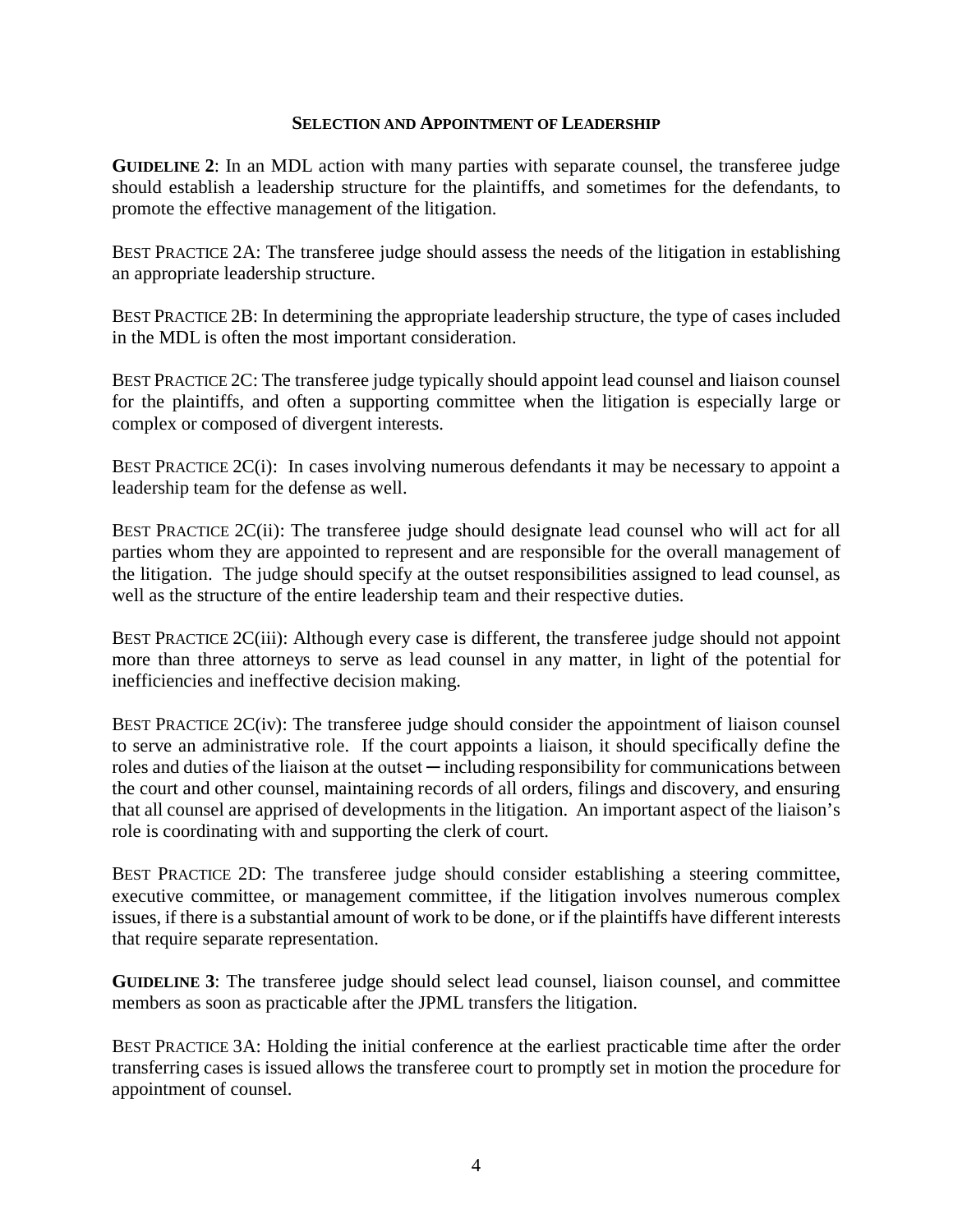## SELECTION AND APPOINTMENT OF LEADERSHIP

**GUIDELINE 2**: In an MDL action with many parties with separate counsel, the transferee judge should establish a leadership structure for the plaintiffs, and sometimes for the defendants, to promote the effective management of the litigation.

BEST PRACTICE 2A: The transferee judge should assess the needs of the litigation in establishing an appropriate leadership structure.

BEST PRACTICE 2B: In determining the appropriate leadership structure, the type of cases included in the MDL is often the most important consideration.

BEST PRACTICE 2C: The transferee judge typically should appoint lead counsel and liaison counsel for the plaintiffs, and often a supporting committee when the litigation is especially large or complex or composed of divergent interests.

BEST PRACTICE 2C(i): In cases involving numerous defendants it may be necessary to appoint a leadership team for the defense as well.

BEST PRACTICE 2C(ii): The transferee judge should designate lead counsel who will act for all parties whom they are appointed to represent and are responsible for the overall management of the litigation. The judge should specify at the outset responsibilities assigned to lead counsel, as well as the structure of the entire leadership team and their respective duties.

BEST PRACTICE 2C(iii): Although every case is different, the transferee judge should not appoint more than three attorneys to serve as lead counsel in any matter, in light of the potential for inefficiencies and ineffective decision making.

BEST PRACTICE 2C(iv): The transferee judge should consider the appointment of liaison counsel to serve an administrative role. If the court appoints a liaison, it should specifically define the roles and duties of the liaison at the outset ─ including responsibility for communications between the court and other counsel, maintaining records of all orders, filings and discovery, and ensuring that all counsel are apprised of developments in the litigation. An important aspect of the liaison's role is coordinating with and supporting the clerk of court.

BEST PRACTICE 2D: The transferee judge should consider establishing a steering committee, executive committee, or management committee, if the litigation involves numerous complex issues, if there is a substantial amount of work to be done, or if the plaintiffs have different interests that require separate representation.

**GUIDELINE 3**: The transferee judge should select lead counsel, liaison counsel, and committee members as soon as practicable after the JPML transfers the litigation.

BEST PRACTICE 3A: Holding the initial conference at the earliest practicable time after the order transferring cases is issued allows the transferee court to promptly set in motion the procedure for appointment of counsel.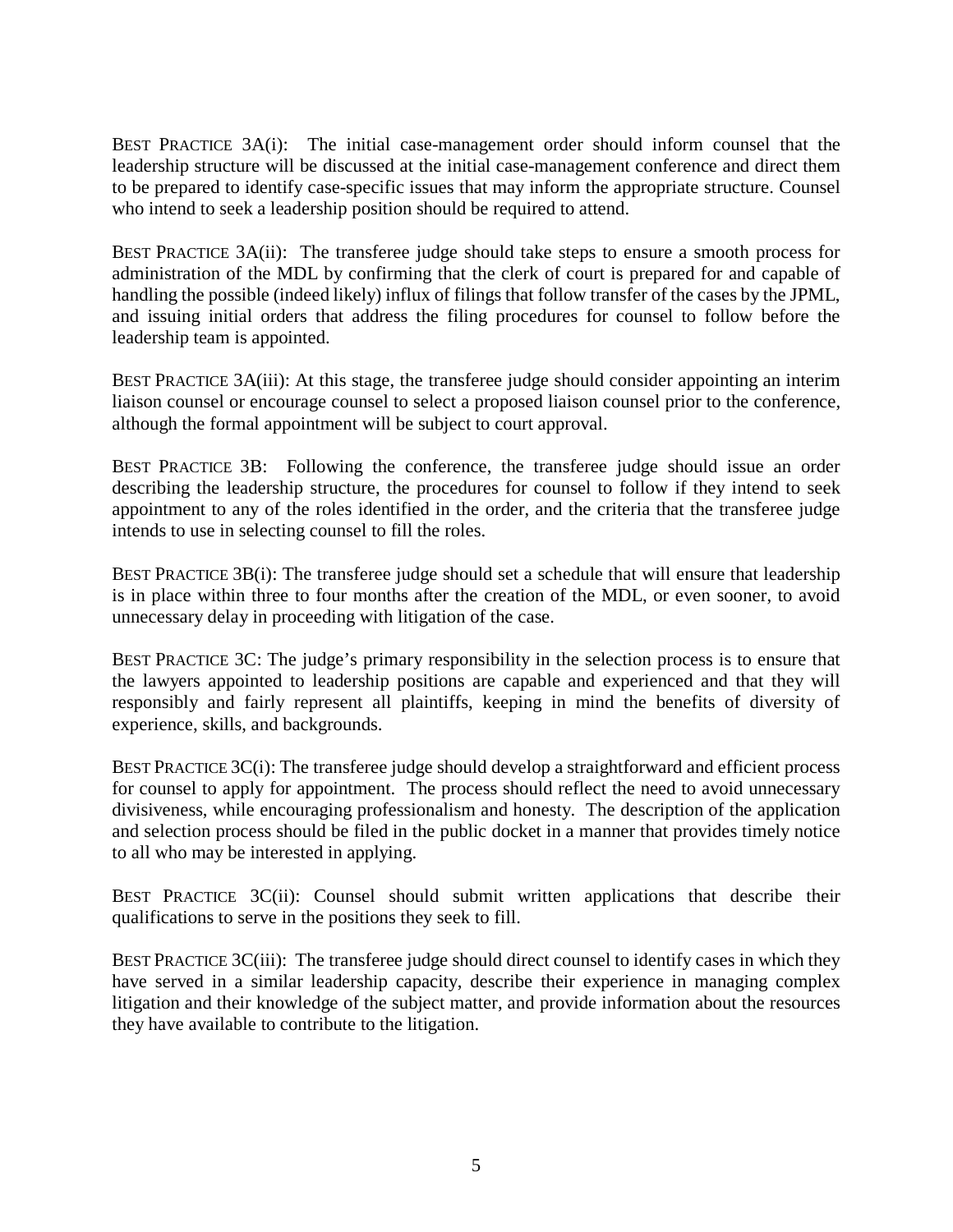BEST PRACTICE 3A(i): The initial case-management order should inform counsel that the leadership structure will be discussed at the initial case-management conference and direct them to be prepared to identify case-specific issues that may inform the appropriate structure. Counsel who intend to seek a leadership position should be required to attend.

BEST PRACTICE 3A(ii): The transferee judge should take steps to ensure a smooth process for administration of the MDL by confirming that the clerk of court is prepared for and capable of handling the possible (indeed likely) influx of filings that follow transfer of the cases by the JPML, and issuing initial orders that address the filing procedures for counsel to follow before the leadership team is appointed.

BEST PRACTICE 3A(iii): At this stage, the transferee judge should consider appointing an interim liaison counsel or encourage counsel to select a proposed liaison counsel prior to the conference, although the formal appointment will be subject to court approval.

BEST PRACTICE 3B: Following the conference, the transferee judge should issue an order describing the leadership structure, the procedures for counsel to follow if they intend to seek appointment to any of the roles identified in the order, and the criteria that the transferee judge intends to use in selecting counsel to fill the roles.

BEST PRACTICE 3B(i): The transferee judge should set a schedule that will ensure that leadership is in place within three to four months after the creation of the MDL, or even sooner, to avoid unnecessary delay in proceeding with litigation of the case.

BEST PRACTICE 3C: The judge's primary responsibility in the selection process is to ensure that the lawyers appointed to leadership positions are capable and experienced and that they will responsibly and fairly represent all plaintiffs, keeping in mind the benefits of diversity of experience, skills, and backgrounds.

BEST PRACTICE 3C(i): The transferee judge should develop a straightforward and efficient process for counsel to apply for appointment. The process should reflect the need to avoid unnecessary divisiveness, while encouraging professionalism and honesty. The description of the application and selection process should be filed in the public docket in a manner that provides timely notice to all who may be interested in applying.

BEST PRACTICE 3C(ii): Counsel should submit written applications that describe their qualifications to serve in the positions they seek to fill.

BEST PRACTICE 3C(iii): The transferee judge should direct counsel to identify cases in which they have served in a similar leadership capacity, describe their experience in managing complex litigation and their knowledge of the subject matter, and provide information about the resources they have available to contribute to the litigation.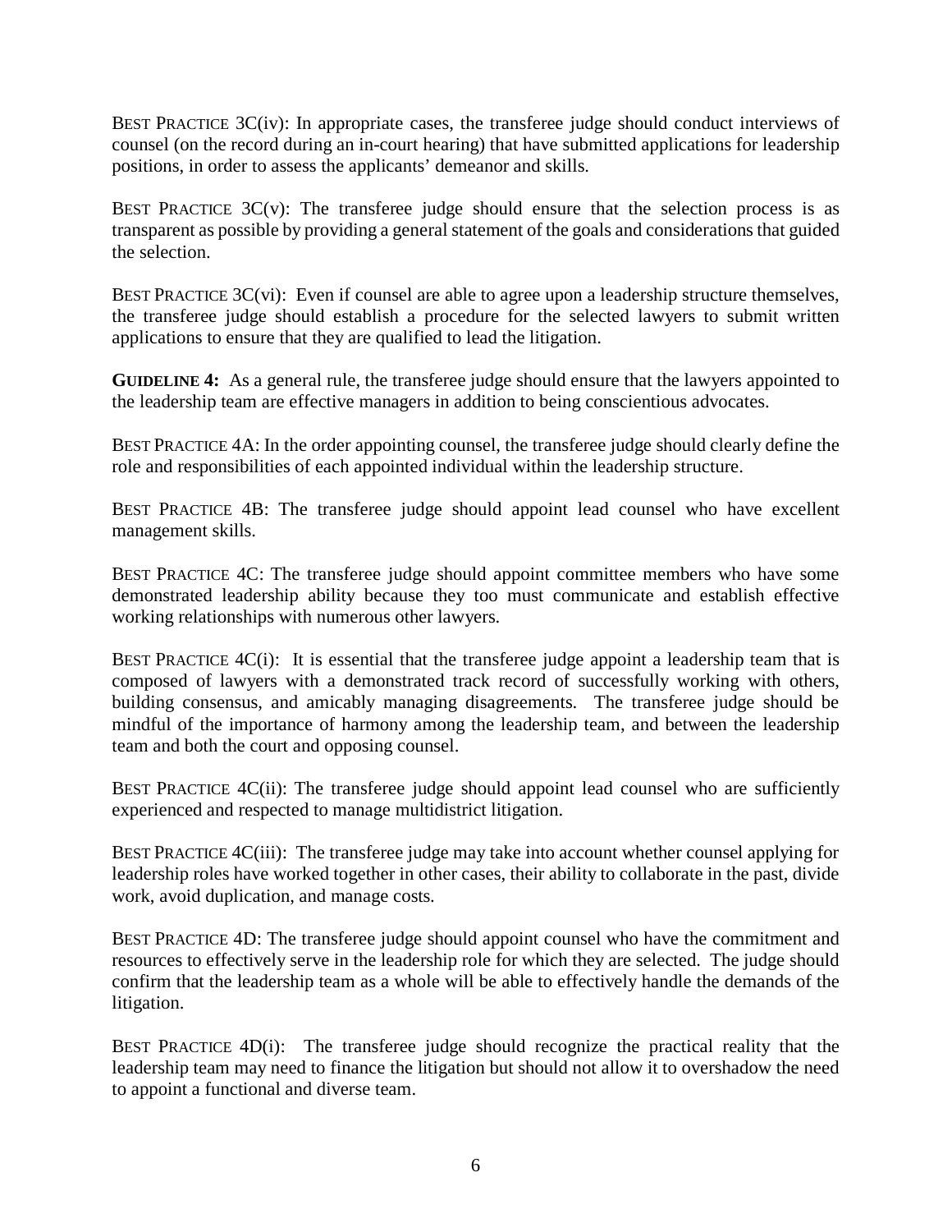BEST PRACTICE 3C(iv): In appropriate cases, the transferee judge should conduct interviews of counsel (on the record during an in-court hearing) that have submitted applications for leadership positions, in order to assess the applicants' demeanor and skills.

BEST PRACTICE 3C(v): The transferee judge should ensure that the selection process is as transparent as possible by providing a general statement of the goals and considerations that guided the selection.

BEST PRACTICE 3C(vi): Even if counsel are able to agree upon a leadership structure themselves, the transferee judge should establish a procedure for the selected lawyers to submit written applications to ensure that they are qualified to lead the litigation.

**GUIDELINE 4:** As a general rule, the transferee judge should ensure that the lawyers appointed to the leadership team are effective managers in addition to being conscientious advocates.

BEST PRACTICE 4A: In the order appointing counsel, the transferee judge should clearly define the role and responsibilities of each appointed individual within the leadership structure.

BEST PRACTICE 4B: The transferee judge should appoint lead counsel who have excellent management skills.

BEST PRACTICE 4C: The transferee judge should appoint committee members who have some demonstrated leadership ability because they too must communicate and establish effective working relationships with numerous other lawyers.

BEST PRACTICE 4C(i): It is essential that the transferee judge appoint a leadership team that is composed of lawyers with a demonstrated track record of successfully working with others, building consensus, and amicably managing disagreements. The transferee judge should be mindful of the importance of harmony among the leadership team, and between the leadership team and both the court and opposing counsel.

BEST PRACTICE 4C(ii): The transferee judge should appoint lead counsel who are sufficiently experienced and respected to manage multidistrict litigation.

BEST PRACTICE 4C(iii): The transferee judge may take into account whether counsel applying for leadership roles have worked together in other cases, their ability to collaborate in the past, divide work, avoid duplication, and manage costs.

BEST PRACTICE 4D: The transferee judge should appoint counsel who have the commitment and resources to effectively serve in the leadership role for which they are selected. The judge should confirm that the leadership team as a whole will be able to effectively handle the demands of the litigation.

BEST PRACTICE 4D(i): The transferee judge should recognize the practical reality that the leadership team may need to finance the litigation but should not allow it to overshadow the need to appoint a functional and diverse team.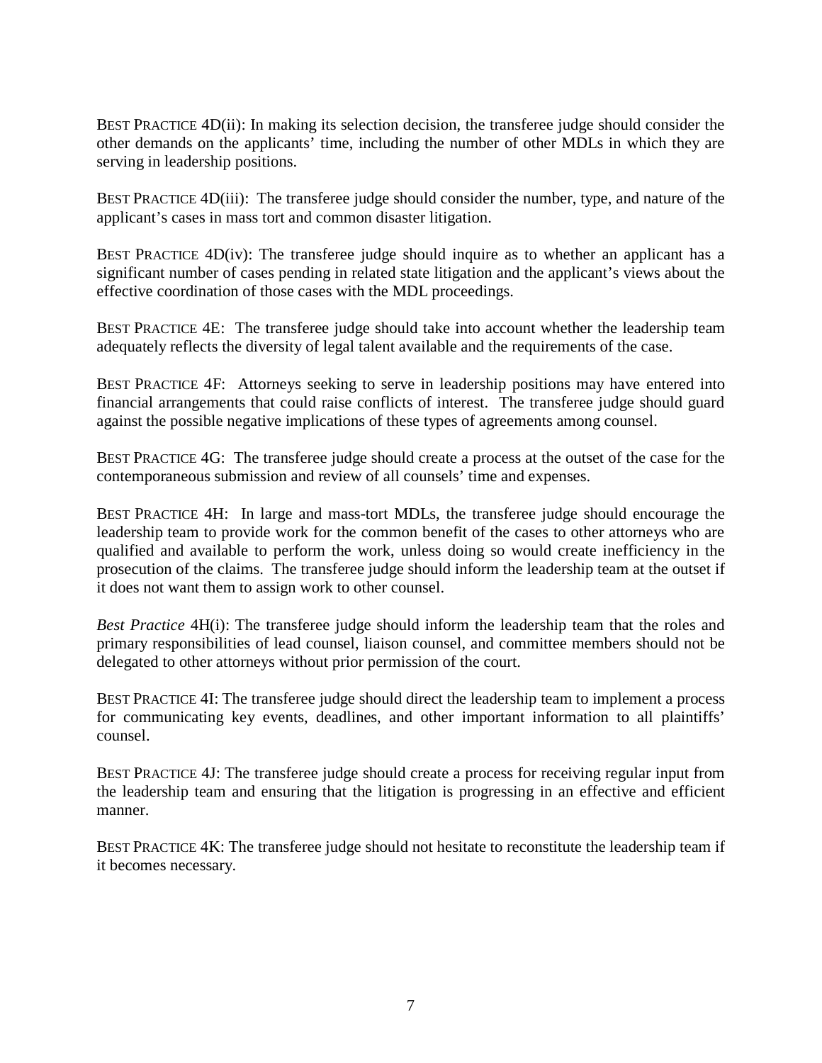BEST PRACTICE 4D(ii): In making its selection decision, the transferee judge should consider the other demands on the applicants' time, including the number of other MDLs in which they are serving in leadership positions.

BEST PRACTICE 4D(iii): The transferee judge should consider the number, type, and nature of the applicant's cases in mass tort and common disaster litigation.

BEST PRACTICE 4D(iv): The transferee judge should inquire as to whether an applicant has a significant number of cases pending in related state litigation and the applicant's views about the effective coordination of those cases with the MDL proceedings.

BEST PRACTICE 4E: The transferee judge should take into account whether the leadership team adequately reflects the diversity of legal talent available and the requirements of the case.

BEST PRACTICE 4F: Attorneys seeking to serve in leadership positions may have entered into financial arrangements that could raise conflicts of interest. The transferee judge should guard against the possible negative implications of these types of agreements among counsel.

BEST PRACTICE 4G: The transferee judge should create a process at the outset of the case for the contemporaneous submission and review of all counsels' time and expenses.

BEST PRACTICE 4H: In large and mass-tort MDLs, the transferee judge should encourage the leadership team to provide work for the common benefit of the cases to other attorneys who are qualified and available to perform the work, unless doing so would create inefficiency in the prosecution of the claims. The transferee judge should inform the leadership team at the outset if it does not want them to assign work to other counsel.

*Best Practice* 4H(i): The transferee judge should inform the leadership team that the roles and primary responsibilities of lead counsel, liaison counsel, and committee members should not be delegated to other attorneys without prior permission of the court.

BEST PRACTICE 4I: The transferee judge should direct the leadership team to implement a process for communicating key events, deadlines, and other important information to all plaintiffs' counsel.

BEST PRACTICE 4J: The transferee judge should create a process for receiving regular input from the leadership team and ensuring that the litigation is progressing in an effective and efficient manner.

BEST PRACTICE 4K: The transferee judge should not hesitate to reconstitute the leadership team if it becomes necessary.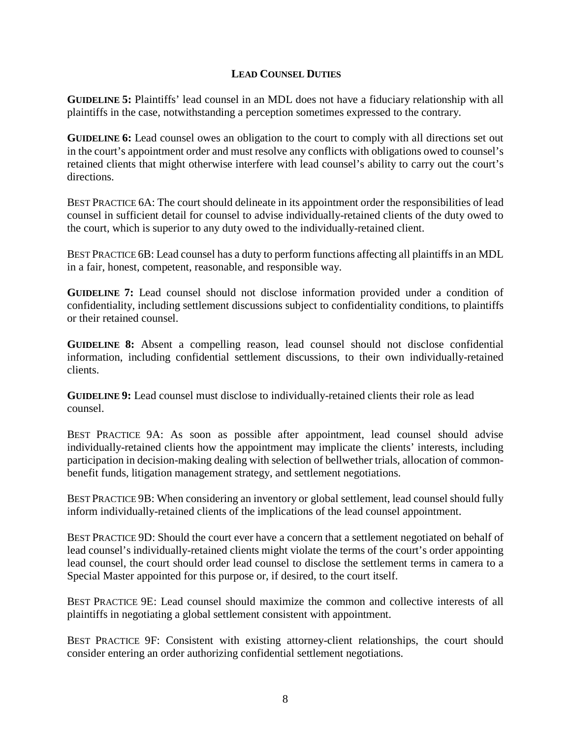## Lead Counsel Duties

**Guideline 5:** Plaintiffs' lead counsel in an MDL does not have a fiduciary relationship with all plaintiffs in the case, notwithstanding a perception sometimes expressed to the contrary.

**Guideline 6:** Lead counsel owes an obligation to the court to comply with all directions set out in the court's appointment order and must resolve any conflicts with obligations owed to counsel's retained clients that might otherwise interfere with lead counsel's ability to carry out the court's directions.

Best Practice 6A: The court should delineate in its appointment order the responsibilities of lead counsel in sufficient detail for counsel to advise individually-retained clients of the duty owed to the court, which is superior to any duty owed to the individually-retained client.

Best Practice 6B: Lead counsel has a duty to perform functions affecting all plaintiffs in an MDL in a fair, honest, competent, reasonable, and responsible way.

**Guideline 7:** Lead counsel should not disclose information provided under a condition of confidentiality, including settlement discussions subject to confidentiality conditions, to plaintiffs or their retained counsel.

**Guideline 8:** Absent a compelling reason, lead counsel should not disclose confidential information, including confidential settlement discussions, to their own individually-retained clients.

**Guideline 9:** Lead counsel must disclose to individually-retained clients their role as lead counsel.

Best Practice 9A: As soon as possible after appointment, lead counsel should advise individually-retained clients how the appointment may implicate the clients' interests, including participation in decision-making dealing with selection of bellwether trials, allocation of common-benefit funds, litigation management strategy, and settlement negotiations.

Best Practice 9B: When considering an inventory or global settlement, lead counsel should fully inform individually-retained clients of the implications of the lead counsel appointment.

Best Practice 9D: Should the court ever have a concern that a settlement negotiated on behalf of lead counsel's individually-retained clients might violate the terms of the court's order appointing lead counsel, the court should order lead counsel to disclose the settlement terms in camera to a Special Master appointed for this purpose or, if desired, to the court itself.

Best Practice 9E: Lead counsel should maximize the common and collective interests of all plaintiffs in negotiating a global settlement consistent with appointment.

Best Practice 9F: Consistent with existing attorney-client relationships, the court should consider entering an order authorizing confidential settlement negotiations.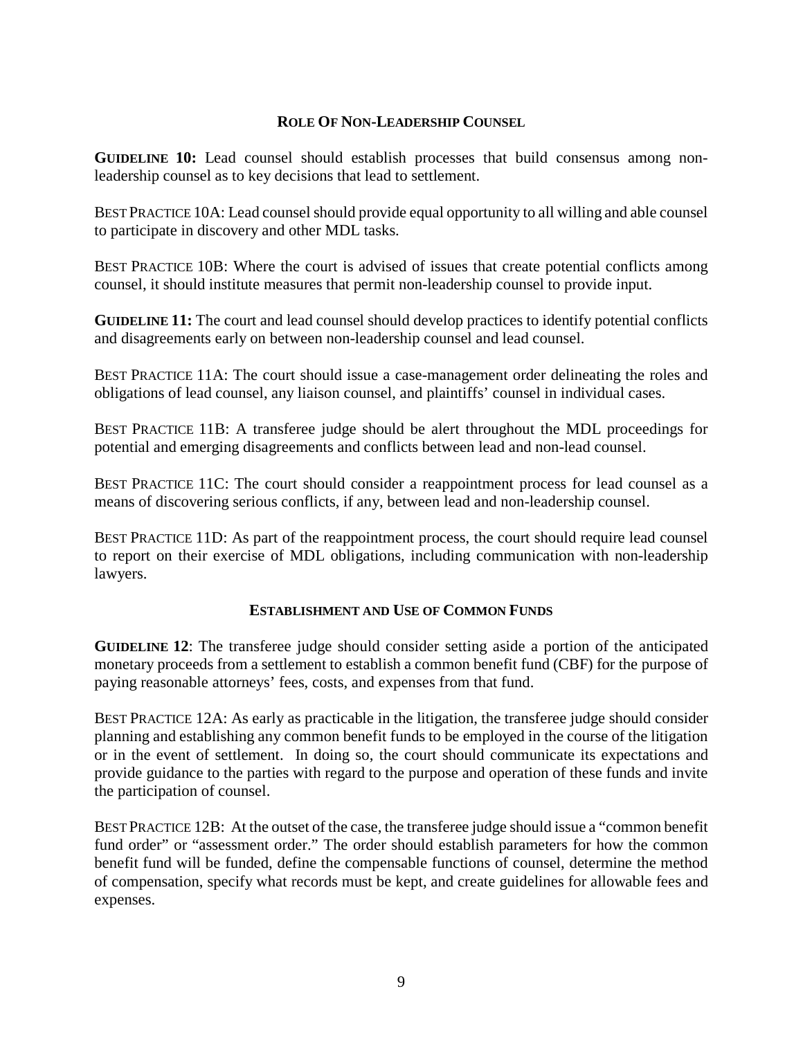## ROLE OF NON-LEADERSHIP COUNSEL

**GUIDELINE 10:** Lead counsel should establish processes that build consensus among non-leadership counsel as to key decisions that lead to settlement.

BEST PRACTICE 10A: Lead counsel should provide equal opportunity to all willing and able counsel to participate in discovery and other MDL tasks.

BEST PRACTICE 10B: Where the court is advised of issues that create potential conflicts among counsel, it should institute measures that permit non-leadership counsel to provide input.

**GUIDELINE 11:** The court and lead counsel should develop practices to identify potential conflicts and disagreements early on between non-leadership counsel and lead counsel.

BEST PRACTICE 11A: The court should issue a case-management order delineating the roles and obligations of lead counsel, any liaison counsel, and plaintiffs' counsel in individual cases.

BEST PRACTICE 11B: A transferee judge should be alert throughout the MDL proceedings for potential and emerging disagreements and conflicts between lead and non-lead counsel.

BEST PRACTICE 11C: The court should consider a reappointment process for lead counsel as a means of discovering serious conflicts, if any, between lead and non-leadership counsel.

BEST PRACTICE 11D: As part of the reappointment process, the court should require lead counsel to report on their exercise of MDL obligations, including communication with non-leadership lawyers.

## ESTABLISHMENT AND USE OF COMMON FUNDS

**GUIDELINE 12**: The transferee judge should consider setting aside a portion of the anticipated monetary proceeds from a settlement to establish a common benefit fund (CBF) for the purpose of paying reasonable attorneys' fees, costs, and expenses from that fund.

BEST PRACTICE 12A: As early as practicable in the litigation, the transferee judge should consider planning and establishing any common benefit funds to be employed in the course of the litigation or in the event of settlement. In doing so, the court should communicate its expectations and provide guidance to the parties with regard to the purpose and operation of these funds and invite the participation of counsel.

BEST PRACTICE 12B: At the outset of the case, the transferee judge should issue a "common benefit fund order" or "assessment order." The order should establish parameters for how the common benefit fund will be funded, define the compensable functions of counsel, determine the method of compensation, specify what records must be kept, and create guidelines for allowable fees and expenses.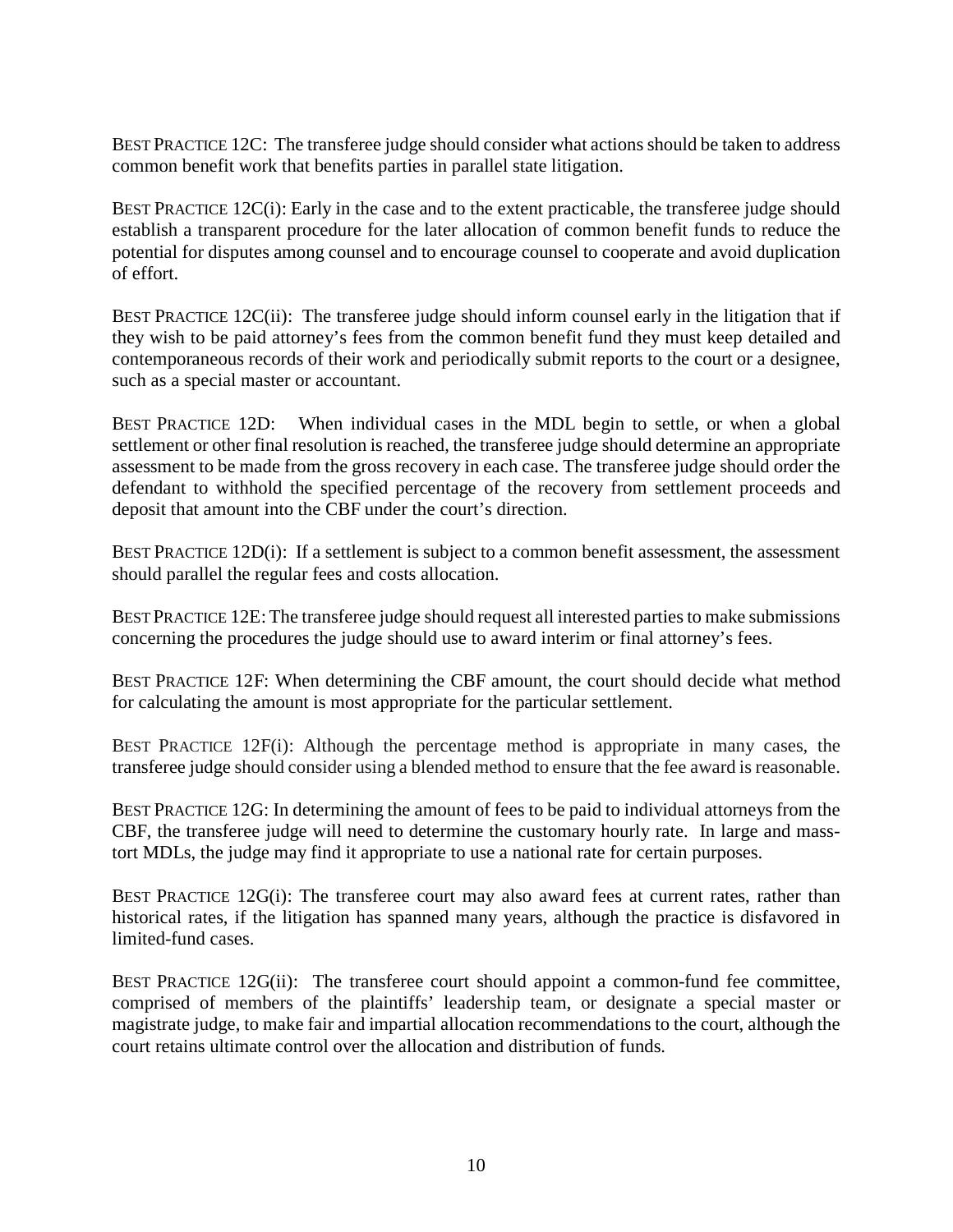BEST PRACTICE 12C: The transferee judge should consider what actions should be taken to address common benefit work that benefits parties in parallel state litigation.

BEST PRACTICE 12C(i): Early in the case and to the extent practicable, the transferee judge should establish a transparent procedure for the later allocation of common benefit funds to reduce the potential for disputes among counsel and to encourage counsel to cooperate and avoid duplication of effort.

BEST PRACTICE 12C(ii): The transferee judge should inform counsel early in the litigation that if they wish to be paid attorney's fees from the common benefit fund they must keep detailed and contemporaneous records of their work and periodically submit reports to the court or a designee, such as a special master or accountant.

BEST PRACTICE 12D: When individual cases in the MDL begin to settle, or when a global settlement or other final resolution is reached, the transferee judge should determine an appropriate assessment to be made from the gross recovery in each case. The transferee judge should order the defendant to withhold the specified percentage of the recovery from settlement proceeds and deposit that amount into the CBF under the court's direction.

BEST PRACTICE 12D(i): If a settlement is subject to a common benefit assessment, the assessment should parallel the regular fees and costs allocation.

BEST PRACTICE 12E: The transferee judge should request all interested parties to make submissions concerning the procedures the judge should use to award interim or final attorney's fees.

BEST PRACTICE 12F: When determining the CBF amount, the court should decide what method for calculating the amount is most appropriate for the particular settlement.

BEST PRACTICE 12F(i): Although the percentage method is appropriate in many cases, the transferee judge should consider using a blended method to ensure that the fee award is reasonable.

BEST PRACTICE 12G: In determining the amount of fees to be paid to individual attorneys from the CBF, the transferee judge will need to determine the customary hourly rate. In large and mass-tort MDLs, the judge may find it appropriate to use a national rate for certain purposes.

BEST PRACTICE 12G(i): The transferee court may also award fees at current rates, rather than historical rates, if the litigation has spanned many years, although the practice is disfavored in limited-fund cases.

BEST PRACTICE 12G(ii): The transferee court should appoint a common-fund fee committee, comprised of members of the plaintiffs' leadership team, or designate a special master or magistrate judge, to make fair and impartial allocation recommendations to the court, although the court retains ultimate control over the allocation and distribution of funds.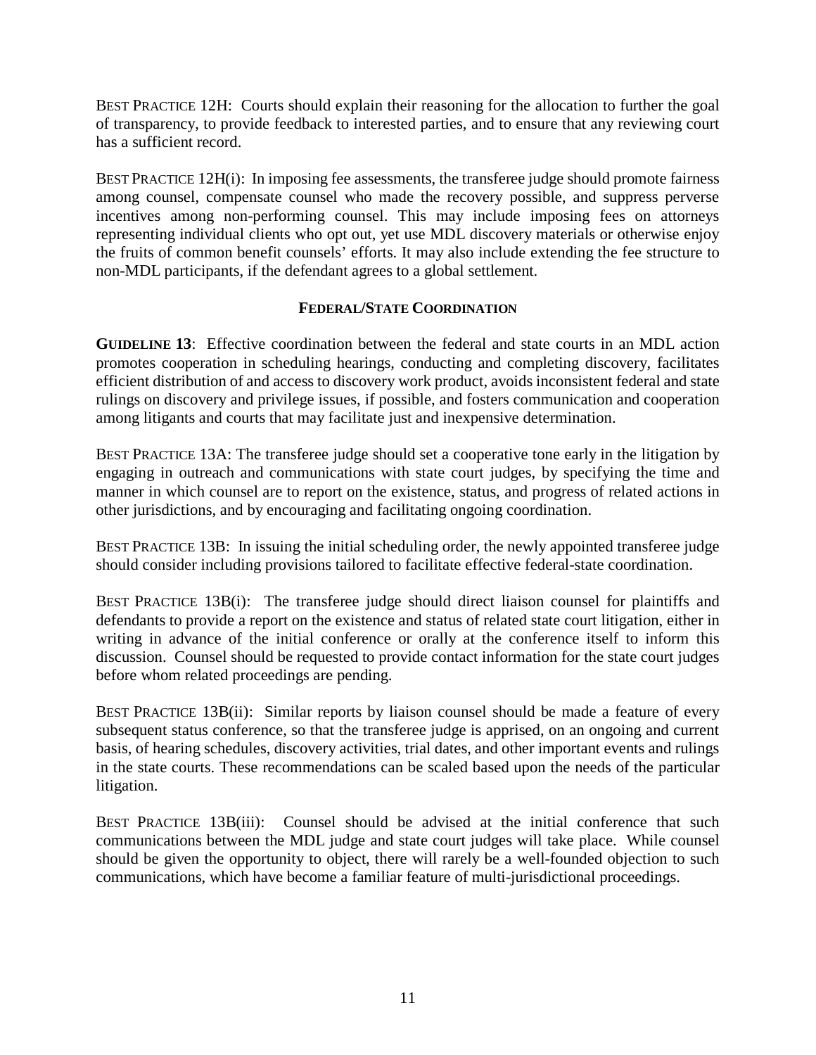BEST PRACTICE 12H: Courts should explain their reasoning for the allocation to further the goal of transparency, to provide feedback to interested parties, and to ensure that any reviewing court has a sufficient record.

BEST PRACTICE 12H(i): In imposing fee assessments, the transferee judge should promote fairness among counsel, compensate counsel who made the recovery possible, and suppress perverse incentives among non-performing counsel. This may include imposing fees on attorneys representing individual clients who opt out, yet use MDL discovery materials or otherwise enjoy the fruits of common benefit counsels' efforts. It may also include extending the fee structure to non-MDL participants, if the defendant agrees to a global settlement.

## FEDERAL/STATE COORDINATION

**GUIDELINE 13**: Effective coordination between the federal and state courts in an MDL action promotes cooperation in scheduling hearings, conducting and completing discovery, facilitates efficient distribution of and access to discovery work product, avoids inconsistent federal and state rulings on discovery and privilege issues, if possible, and fosters communication and cooperation among litigants and courts that may facilitate just and inexpensive determination.

BEST PRACTICE 13A: The transferee judge should set a cooperative tone early in the litigation by engaging in outreach and communications with state court judges, by specifying the time and manner in which counsel are to report on the existence, status, and progress of related actions in other jurisdictions, and by encouraging and facilitating ongoing coordination.

BEST PRACTICE 13B: In issuing the initial scheduling order, the newly appointed transferee judge should consider including provisions tailored to facilitate effective federal-state coordination.

BEST PRACTICE 13B(i): The transferee judge should direct liaison counsel for plaintiffs and defendants to provide a report on the existence and status of related state court litigation, either in writing in advance of the initial conference or orally at the conference itself to inform this discussion. Counsel should be requested to provide contact information for the state court judges before whom related proceedings are pending.

BEST PRACTICE 13B(ii): Similar reports by liaison counsel should be made a feature of every subsequent status conference, so that the transferee judge is apprised, on an ongoing and current basis, of hearing schedules, discovery activities, trial dates, and other important events and rulings in the state courts. These recommendations can be scaled based upon the needs of the particular litigation.

BEST PRACTICE 13B(iii): Counsel should be advised at the initial conference that such communications between the MDL judge and state court judges will take place. While counsel should be given the opportunity to object, there will rarely be a well-founded objection to such communications, which have become a familiar feature of multi-jurisdictional proceedings.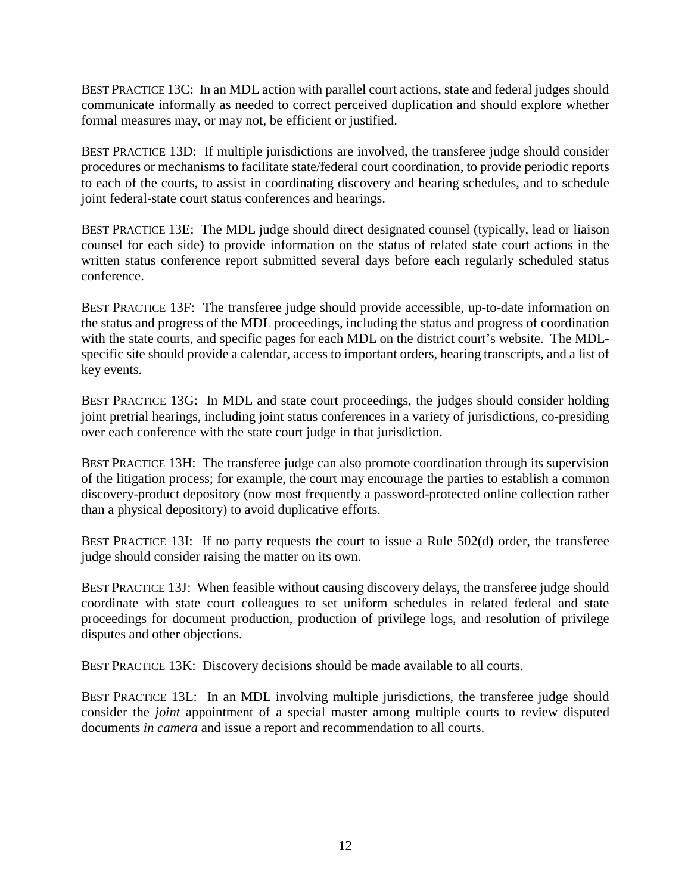BEST PRACTICE 13C: In an MDL action with parallel court actions, state and federal judges should communicate informally as needed to correct perceived duplication and should explore whether formal measures may, or may not, be efficient or justified.

BEST PRACTICE 13D: If multiple jurisdictions are involved, the transferee judge should consider procedures or mechanisms to facilitate state/federal court coordination, to provide periodic reports to each of the courts, to assist in coordinating discovery and hearing schedules, and to schedule joint federal-state court status conferences and hearings.

BEST PRACTICE 13E: The MDL judge should direct designated counsel (typically, lead or liaison counsel for each side) to provide information on the status of related state court actions in the written status conference report submitted several days before each regularly scheduled status conference.

BEST PRACTICE 13F: The transferee judge should provide accessible, up-to-date information on the status and progress of the MDL proceedings, including the status and progress of coordination with the state courts, and specific pages for each MDL on the district court's website. The MDL-specific site should provide a calendar, access to important orders, hearing transcripts, and a list of key events.

BEST PRACTICE 13G: In MDL and state court proceedings, the judges should consider holding joint pretrial hearings, including joint status conferences in a variety of jurisdictions, co-presiding over each conference with the state court judge in that jurisdiction.

BEST PRACTICE 13H: The transferee judge can also promote coordination through its supervision of the litigation process; for example, the court may encourage the parties to establish a common discovery-product depository (now most frequently a password-protected online collection rather than a physical depository) to avoid duplicative efforts.

BEST PRACTICE 13I: If no party requests the court to issue a Rule 502(d) order, the transferee judge should consider raising the matter on its own.

BEST PRACTICE 13J: When feasible without causing discovery delays, the transferee judge should coordinate with state court colleagues to set uniform schedules in related federal and state proceedings for document production, production of privilege logs, and resolution of privilege disputes and other objections.

BEST PRACTICE 13K: Discovery decisions should be made available to all courts.

BEST PRACTICE 13L: In an MDL involving multiple jurisdictions, the transferee judge should consider the *joint* appointment of a special master among multiple courts to review disputed documents *in camera* and issue a report and recommendation to all courts.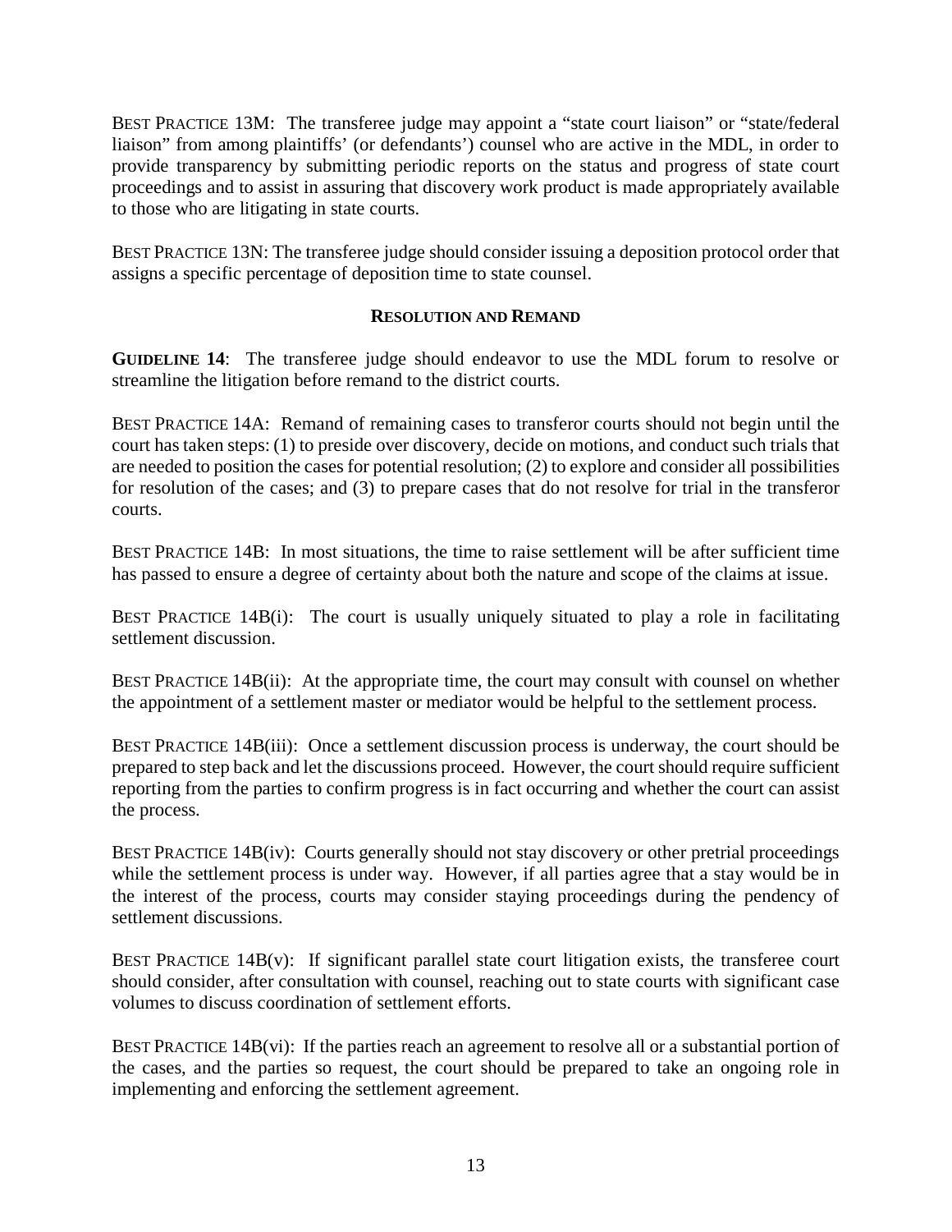BEST PRACTICE 13M: The transferee judge may appoint a "state court liaison" or "state/federal liaison" from among plaintiffs' (or defendants') counsel who are active in the MDL, in order to provide transparency by submitting periodic reports on the status and progress of state court proceedings and to assist in assuring that discovery work product is made appropriately available to those who are litigating in state courts.

BEST PRACTICE 13N: The transferee judge should consider issuing a deposition protocol order that assigns a specific percentage of deposition time to state counsel.

## RESOLUTION AND REMAND

**GUIDELINE 14**: The transferee judge should endeavor to use the MDL forum to resolve or streamline the litigation before remand to the district courts.

BEST PRACTICE 14A: Remand of remaining cases to transferor courts should not begin until the court has taken steps: (1) to preside over discovery, decide on motions, and conduct such trials that are needed to position the cases for potential resolution; (2) to explore and consider all possibilities for resolution of the cases; and (3) to prepare cases that do not resolve for trial in the transferor courts.

BEST PRACTICE 14B: In most situations, the time to raise settlement will be after sufficient time has passed to ensure a degree of certainty about both the nature and scope of the claims at issue.

BEST PRACTICE 14B(i): The court is usually uniquely situated to play a role in facilitating settlement discussion.

BEST PRACTICE 14B(ii): At the appropriate time, the court may consult with counsel on whether the appointment of a settlement master or mediator would be helpful to the settlement process.

BEST PRACTICE 14B(iii): Once a settlement discussion process is underway, the court should be prepared to step back and let the discussions proceed. However, the court should require sufficient reporting from the parties to confirm progress is in fact occurring and whether the court can assist the process.

BEST PRACTICE 14B(iv): Courts generally should not stay discovery or other pretrial proceedings while the settlement process is under way. However, if all parties agree that a stay would be in the interest of the process, courts may consider staying proceedings during the pendency of settlement discussions.

BEST PRACTICE 14B(v): If significant parallel state court litigation exists, the transferee court should consider, after consultation with counsel, reaching out to state courts with significant case volumes to discuss coordination of settlement efforts.

BEST PRACTICE 14B(vi): If the parties reach an agreement to resolve all or a substantial portion of the cases, and the parties so request, the court should be prepared to take an ongoing role in implementing and enforcing the settlement agreement.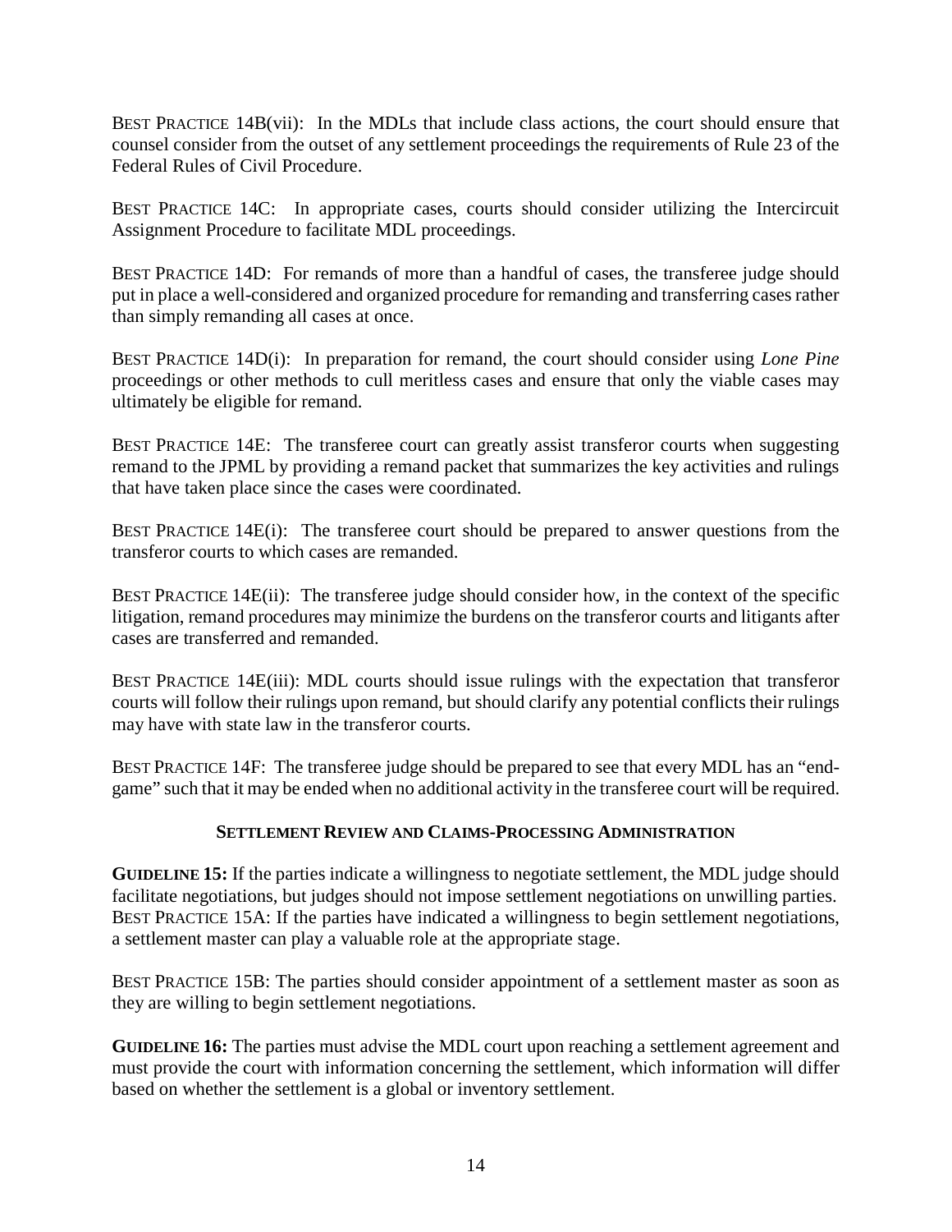BEST PRACTICE 14B(vii): In the MDLs that include class actions, the court should ensure that counsel consider from the outset of any settlement proceedings the requirements of Rule 23 of the Federal Rules of Civil Procedure.

BEST PRACTICE 14C: In appropriate cases, courts should consider utilizing the Intercircuit Assignment Procedure to facilitate MDL proceedings.

BEST PRACTICE 14D: For remands of more than a handful of cases, the transferee judge should put in place a well-considered and organized procedure for remanding and transferring cases rather than simply remanding all cases at once.

BEST PRACTICE 14D(i): In preparation for remand, the court should consider using *Lone Pine* proceedings or other methods to cull meritless cases and ensure that only the viable cases may ultimately be eligible for remand.

BEST PRACTICE 14E: The transferee court can greatly assist transferor courts when suggesting remand to the JPML by providing a remand packet that summarizes the key activities and rulings that have taken place since the cases were coordinated.

BEST PRACTICE 14E(i): The transferee court should be prepared to answer questions from the transferor courts to which cases are remanded.

BEST PRACTICE 14E(ii): The transferee judge should consider how, in the context of the specific litigation, remand procedures may minimize the burdens on the transferor courts and litigants after cases are transferred and remanded.

BEST PRACTICE 14E(iii): MDL courts should issue rulings with the expectation that transferor courts will follow their rulings upon remand, but should clarify any potential conflicts their rulings may have with state law in the transferor courts.

BEST PRACTICE 14F: The transferee judge should be prepared to see that every MDL has an "end-game" such that it may be ended when no additional activity in the transferee court will be required.

### SETTLEMENT REVIEW AND CLAIMS-PROCESSING ADMINISTRATION

**GUIDELINE 15:** If the parties indicate a willingness to negotiate settlement, the MDL judge should facilitate negotiations, but judges should not impose settlement negotiations on unwilling parties.
BEST PRACTICE 15A: If the parties have indicated a willingness to begin settlement negotiations, a settlement master can play a valuable role at the appropriate stage.

BEST PRACTICE 15B: The parties should consider appointment of a settlement master as soon as they are willing to begin settlement negotiations.

**GUIDELINE 16:** The parties must advise the MDL court upon reaching a settlement agreement and must provide the court with information concerning the settlement, which information will differ based on whether the settlement is a global or inventory settlement.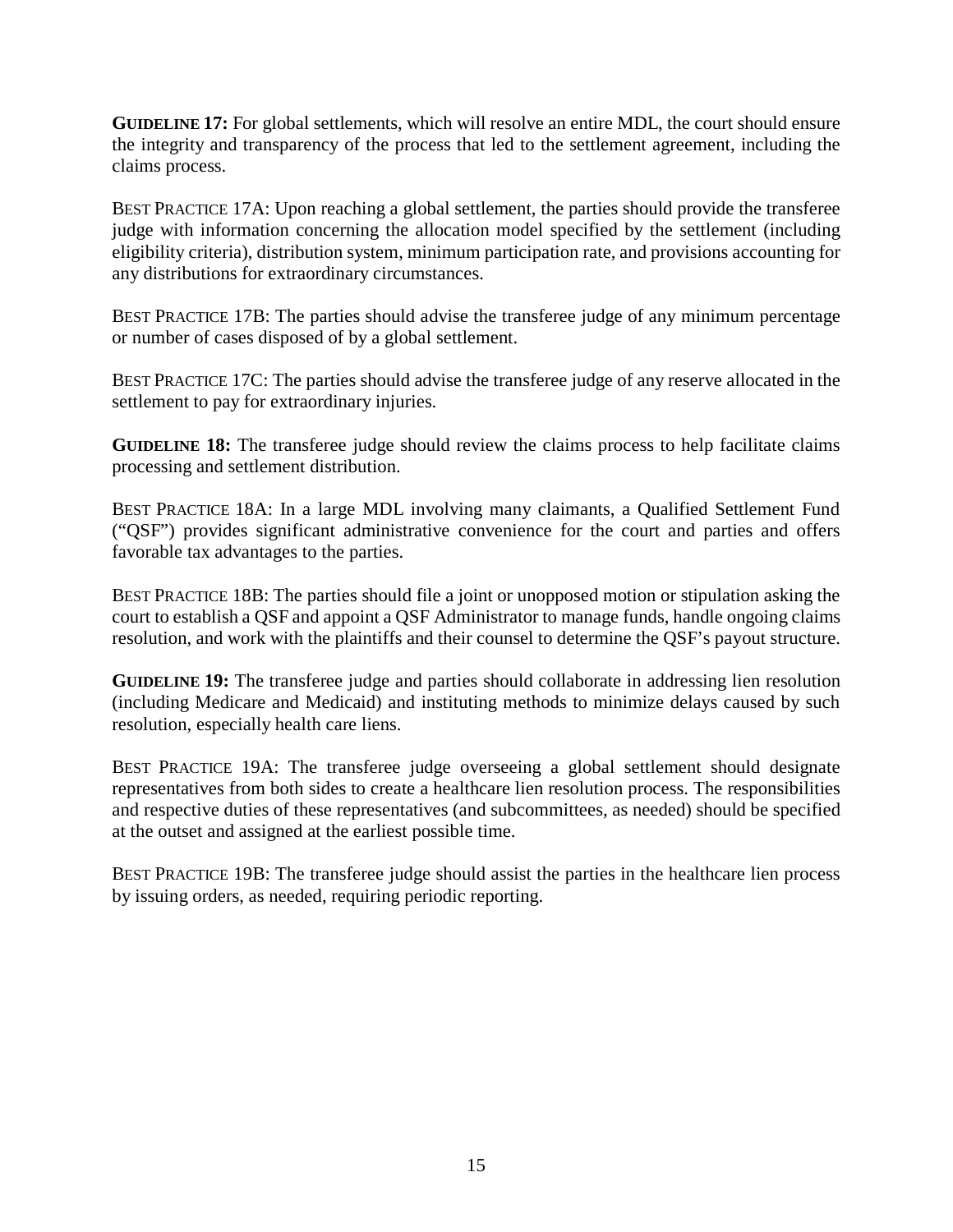**GUIDELINE 17:** For global settlements, which will resolve an entire MDL, the court should ensure the integrity and transparency of the process that led to the settlement agreement, including the claims process.

BEST PRACTICE 17A: Upon reaching a global settlement, the parties should provide the transferee judge with information concerning the allocation model specified by the settlement (including eligibility criteria), distribution system, minimum participation rate, and provisions accounting for any distributions for extraordinary circumstances.

BEST PRACTICE 17B: The parties should advise the transferee judge of any minimum percentage or number of cases disposed of by a global settlement.

BEST PRACTICE 17C: The parties should advise the transferee judge of any reserve allocated in the settlement to pay for extraordinary injuries.

**GUIDELINE 18:** The transferee judge should review the claims process to help facilitate claims processing and settlement distribution.

BEST PRACTICE 18A: In a large MDL involving many claimants, a Qualified Settlement Fund ("QSF") provides significant administrative convenience for the court and parties and offers favorable tax advantages to the parties.

BEST PRACTICE 18B: The parties should file a joint or unopposed motion or stipulation asking the court to establish a QSF and appoint a QSF Administrator to manage funds, handle ongoing claims resolution, and work with the plaintiffs and their counsel to determine the QSF's payout structure.

**GUIDELINE 19:** The transferee judge and parties should collaborate in addressing lien resolution (including Medicare and Medicaid) and instituting methods to minimize delays caused by such resolution, especially health care liens.

BEST PRACTICE 19A: The transferee judge overseeing a global settlement should designate representatives from both sides to create a healthcare lien resolution process. The responsibilities and respective duties of these representatives (and subcommittees, as needed) should be specified at the outset and assigned at the earliest possible time.

BEST PRACTICE 19B: The transferee judge should assist the parties in the healthcare lien process by issuing orders, as needed, requiring periodic reporting.